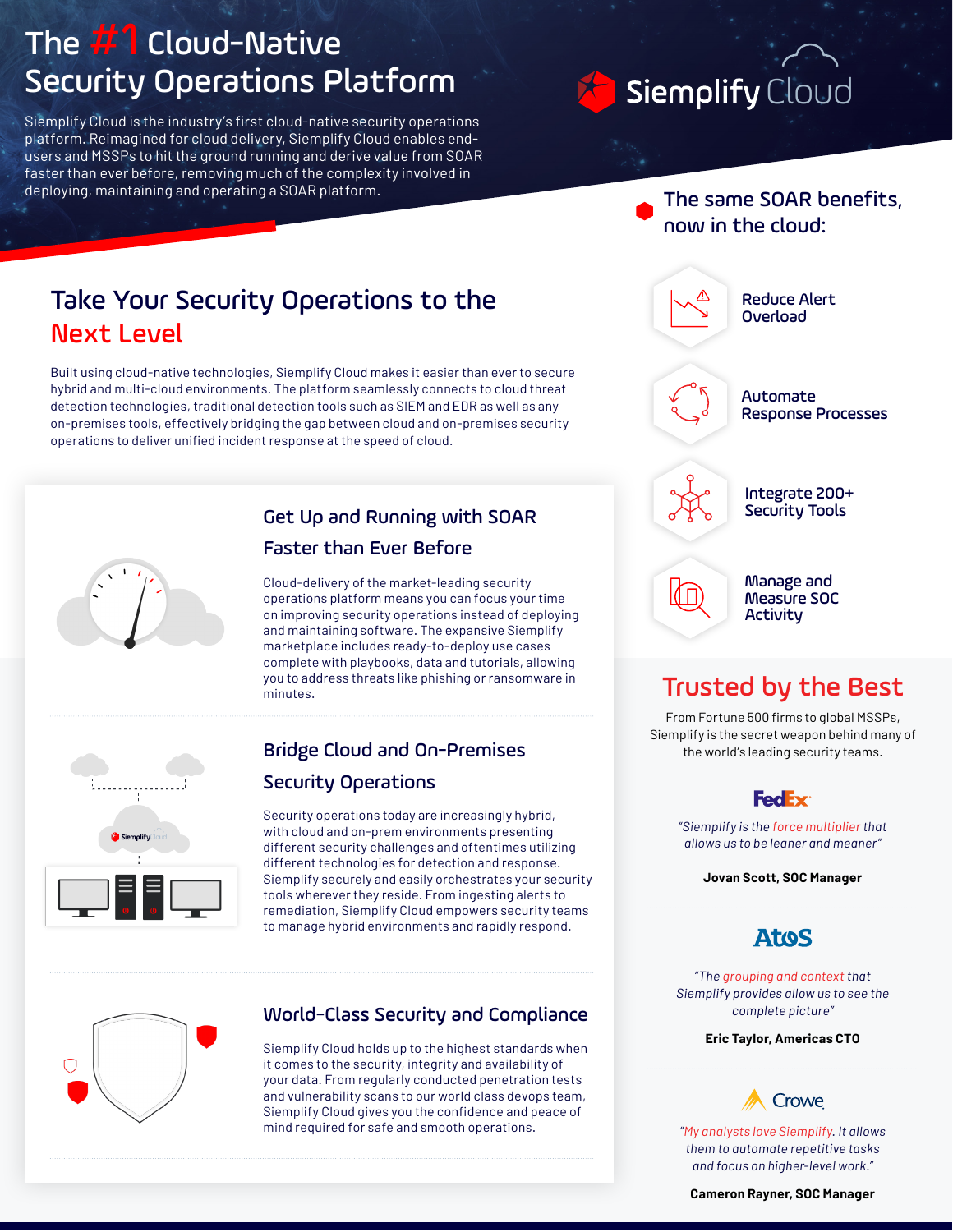# The #1 Cloud-Native Security Operations Platform

Siemplify Cloud

Siemplify Cloud is the industry's first cloud-native security operations platform. Reimagined for cloud delivery, Siemplify Cloud enables end-users and MSSPs to hit the ground running and derive value from SOAR faster than ever before, removing much of the complexity involved in deploying, maintaining and operating a SOAR platform.

## Take Your Security Operations to the Next Level

Built using cloud-native technologies, Siemplify Cloud makes it easier than ever to secure hybrid and multi-cloud environments. The platform seamlessly connects to cloud threat detection technologies, traditional detection tools such as SIEM and EDR as well as any on-premises tools, effectively bridging the gap between cloud and on-premises security operations to deliver unified incident response at the speed of cloud.

### Get Up and Running with SOAR Faster than Ever Before

Cloud-delivery of the market-leading security operations platform means you can focus your time on improving security operations instead of deploying and maintaining software. The expansive Siemplify marketplace includes ready-to-deploy use cases complete with playbooks, data and tutorials, allowing you to address threats like phishing or ransomware in minutes.

### Bridge Cloud and On-Premises Security Operations

Security operations today are increasingly hybrid, with cloud and on-prem environments presenting different security challenges and oftentimes utilizing different technologies for detection and response. Siemplify securely and easily orchestrates your security tools wherever they reside. From ingesting alerts to remediation, Siemplify Cloud empowers security teams to manage hybrid environments and rapidly respond.

### World-Class Security and Compliance

Siemplify Cloud holds up to the highest standards when it comes to the security, integrity and availability of your data. From regularly conducted penetration tests and vulnerability scans to our world class devops team, Siemplify Cloud gives you the confidence and peace of mind required for safe and smooth operations.

## The same SOAR benefits, now in the cloud:

- Reduce Alert Overload
- Automate Response Processes
- Integrate 200+ Security Tools
- Manage and Measure SOC Activity

## Trusted by the Best

From Fortune 500 firms to global MSSPs, Siemplify is the secret weapon behind many of the world's leading security teams.

**FedEx**

*"Siemplify is the force multiplier that allows us to be leaner and meaner"*

**Jovan Scott, SOC Manager**

**Atos**

*"The grouping and context that Siemplify provides allow us to see the complete picture"*

**Eric Taylor, Americas CTO**

**Crowe**

*"My analysts love Siemplify. It allows them to automate repetitive tasks and focus on higher-level work."*

**Cameron Rayner, SOC Manager**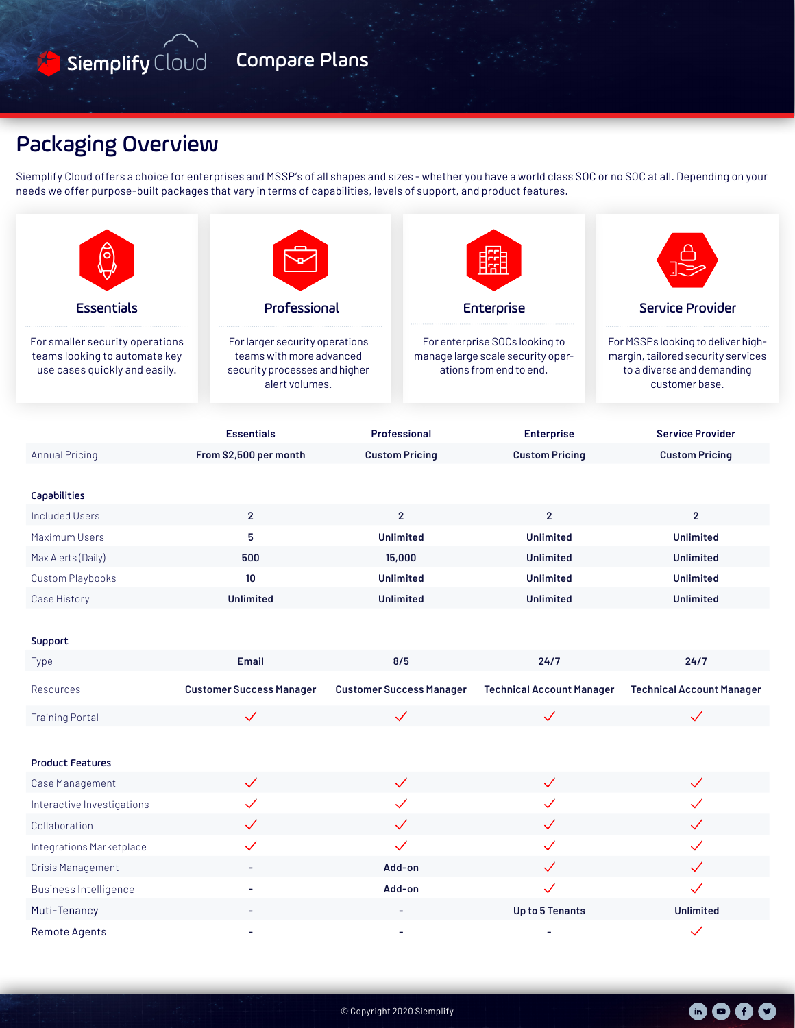Siemplify Cloud | Compare Plans

# Packaging Overview

Siemplify Cloud offers a choice for enterprises and MSSP's of all shapes and sizes - whether you have a world class SOC or no SOC at all. Depending on your needs we offer purpose-built packages that vary in terms of capabilities, levels of support, and product features.

### Essentials

For smaller security operations teams looking to automate key use cases quickly and easily.

### Professional

For larger security operations teams with more advanced security processes and higher alert volumes.

### Enterprise

For enterprise SOCs looking to manage large scale security operations from end to end.

### Service Provider

For MSSPs looking to deliver high-margin, tailored security services to a diverse and demanding customer base.

| | Essentials | Professional | Enterprise | Service Provider |
|---|---|---|---|---|
| Annual Pricing | From $2,500 per month | Custom Pricing | Custom Pricing | Custom Pricing |
| **Capabilities** | | | | |
| Included Users | 2 | 2 | 2 | 2 |
| Maximum Users | 5 | Unlimited | Unlimited | Unlimited |
| Max Alerts (Daily) | 500 | 15,000 | Unlimited | Unlimited |
| Custom Playbooks | 10 | Unlimited | Unlimited | Unlimited |
| Case History | Unlimited | Unlimited | Unlimited | Unlimited |
| **Support** | | | | |
| Type | Email | 8/5 | 24/7 | 24/7 |
| Resources | Customer Success Manager | Customer Success Manager | Technical Account Manager | Technical Account Manager |
| Training Portal | ✓ | ✓ | ✓ | ✓ |
| **Product Features** | | | | |
| Case Management | ✓ | ✓ | ✓ | ✓ |
| Interactive Investigations | ✓ | ✓ | ✓ | ✓ |
| Collaboration | ✓ | ✓ | ✓ | ✓ |
| Integrations Marketplace | ✓ | ✓ | ✓ | ✓ |
| Crisis Management | - | Add-on | ✓ | ✓ |
| Business Intelligence | - | Add-on | ✓ | ✓ |
| Muti-Tenancy | - | - | Up to 5 Tenants | Unlimited |
| Remote Agents | - | - | - | ✓ |

© Copyright 2020 Siemplify